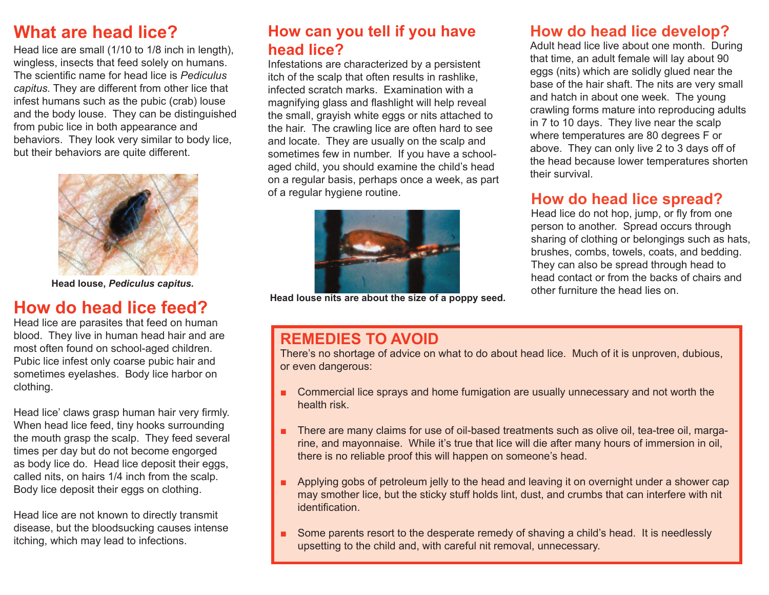## What are head lice?

Head lice are small (1/10 to 1/8 inch in length), wingless, insects that feed solely on humans. The scientific name for head lice is *Pediculus capitus.* They are different from other lice that infest humans such as the pubic (crab) louse and the body louse. They can be distinguished from pubic lice in both appearance and behaviors. They look very similar to body lice, but their behaviors are quite different.

**Head louse, *Pediculus capitus.***

## How do head lice feed?

Head lice are parasites that feed on human blood. They live in human head hair and are most often found on school-aged children. Pubic lice infest only coarse pubic hair and sometimes eyelashes. Body lice harbor on clothing.

Head lice' claws grasp human hair very firmly. When head lice feed, tiny hooks surrounding the mouth grasp the scalp. They feed several times per day but do not become engorged as body lice do. Head lice deposit their eggs, called nits, on hairs 1/4 inch from the scalp. Body lice deposit their eggs on clothing.

Head lice are not known to directly transmit disease, but the bloodsucking causes intense itching, which may lead to infections.

## How can you tell if you have head lice?

Infestations are characterized by a persistent itch of the scalp that often results in rashlike, infected scratch marks. Examination with a magnifying glass and flashlight will help reveal the small, grayish white eggs or nits attached to the hair. The crawling lice are often hard to see and locate. They are usually on the scalp and sometimes few in number. If you have a school-aged child, you should examine the child's head on a regular basis, perhaps once a week, as part of a regular hygiene routine.

**Head louse nits are about the size of a poppy seed.**

## How do head lice develop?

Adult head lice live about one month. During that time, an adult female will lay about 90 eggs (nits) which are solidly glued near the base of the hair shaft. The nits are very small and hatch in about one week. The young crawling forms mature into reproducing adults in 7 to 10 days. They live near the scalp where temperatures are 80 degrees F or above. They can only live 2 to 3 days off of the head because lower temperatures shorten their survival.

## How do head lice spread?

Head lice do not hop, jump, or fly from one person to another. Spread occurs through sharing of clothing or belongings such as hats, brushes, combs, towels, coats, and bedding. They can also be spread through head to head contact or from the backs of chairs and other furniture the head lies on.

## REMEDIES TO AVOID

There's no shortage of advice on what to do about head lice. Much of it is unproven, dubious, or even dangerous:

- Commercial lice sprays and home fumigation are usually unnecessary and not worth the health risk.
- There are many claims for use of oil-based treatments such as olive oil, tea-tree oil, margarine, and mayonnaise. While it's true that lice will die after many hours of immersion in oil, there is no reliable proof this will happen on someone's head.
- Applying gobs of petroleum jelly to the head and leaving it on overnight under a shower cap may smother lice, but the sticky stuff holds lint, dust, and crumbs that can interfere with nit identification.
- Some parents resort to the desperate remedy of shaving a child's head. It is needlessly upsetting to the child and, with careful nit removal, unnecessary.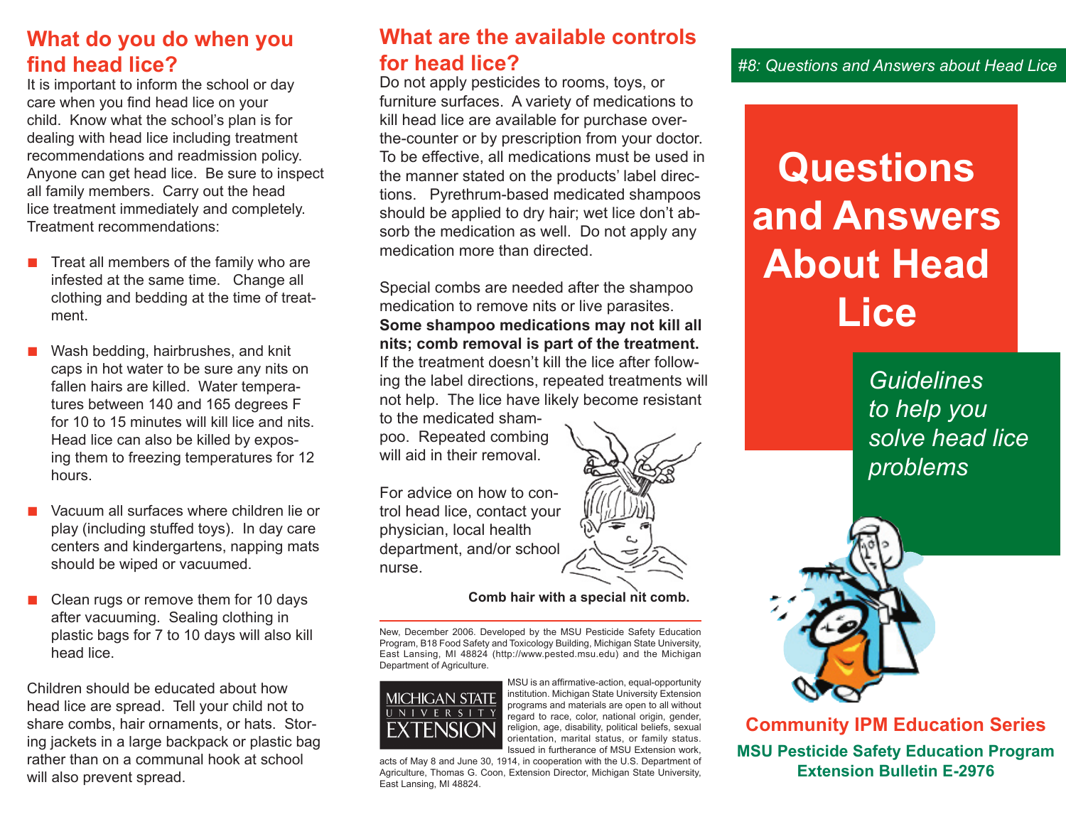## What do you do when you find head lice?

It is important to inform the school or day care when you find head lice on your child. Know what the school's plan is for dealing with head lice including treatment recommendations and readmission policy. Anyone can get head lice. Be sure to inspect all family members. Carry out the head lice treatment immediately and completely. Treatment recommendations:

- Treat all members of the family who are infested at the same time. Change all clothing and bedding at the time of treatment.
- Wash bedding, hairbrushes, and knit caps in hot water to be sure any nits on fallen hairs are killed. Water temperatures between 140 and 165 degrees F for 10 to 15 minutes will kill lice and nits. Head lice can also be killed by exposing them to freezing temperatures for 12 hours.
- Vacuum all surfaces where children lie or play (including stuffed toys). In day care centers and kindergartens, napping mats should be wiped or vacuumed.
- Clean rugs or remove them for 10 days after vacuuming. Sealing clothing in plastic bags for 7 to 10 days will also kill head lice.

Children should be educated about how head lice are spread. Tell your child not to share combs, hair ornaments, or hats. Storing jackets in a large backpack or plastic bag rather than on a communal hook at school will also prevent spread.

## What are the available controls for head lice?

Do not apply pesticides to rooms, toys, or furniture surfaces. A variety of medications to kill head lice are available for purchase over-the-counter or by prescription from your doctor. To be effective, all medications must be used in the manner stated on the products' label directions. Pyrethrum-based medicated shampoos should be applied to dry hair; wet lice don't absorb the medication as well. Do not apply any medication more than directed.

Special combs are needed after the shampoo medication to remove nits or live parasites. **Some shampoo medications may not kill all nits; comb removal is part of the treatment.** If the treatment doesn't kill the lice after following the label directions, repeated treatments will not help. The lice have likely become resistant to the medicated shampoo. Repeated combing will aid in their removal.

For advice on how to control head lice, contact your physician, local health department, and/or school nurse.

**Comb hair with a special nit comb.**

New, December 2006. Developed by the MSU Pesticide Safety Education Program, B18 Food Safety and Toxicology Building, Michigan State University, East Lansing, MI 48824 (http://www.pested.msu.edu) and the Michigan Department of Agriculture.

MICHIGAN STATE UNIVERSITY EXTENSION

MSU is an affirmative-action, equal-opportunity institution. Michigan State University Extension programs and materials are open to all without regard to race, color, national origin, gender, religion, age, disability, political beliefs, sexual orientation, marital status, or family status. Issued in furtherance of MSU Extension work, acts of May 8 and June 30, 1914, in cooperation with the U.S. Department of Agriculture, Thomas G. Coon, Extension Director, Michigan State University, East Lansing, MI 48824.

*#8: Questions and Answers about Head Lice*

# Questions and Answers About Head Lice

*Guidelines to help you solve head lice problems*

**Community IPM Education Series**

**MSU Pesticide Safety Education Program**

**Extension Bulletin E-2976**